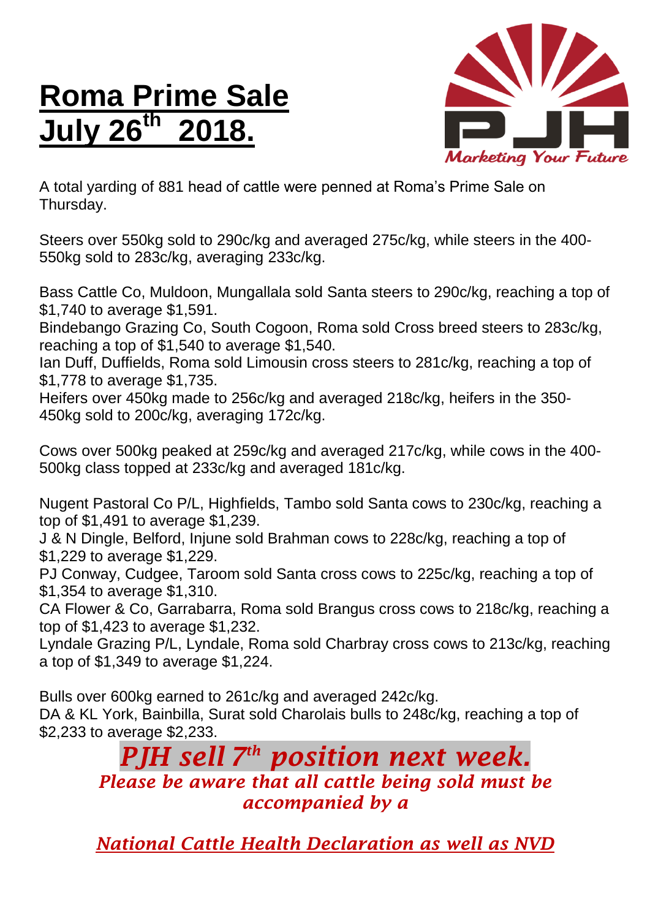# Roma Prime Sale July 26th 2018.

Marketing Your Future

A total yarding of 881 head of cattle were penned at Roma's Prime Sale on Thursday.

Steers over 550kg sold to 290c/kg and averaged 275c/kg, while steers in the 400-550kg sold to 283c/kg, averaging 233c/kg.

Bass Cattle Co, Muldoon, Mungallala sold Santa steers to 290c/kg, reaching a top of $1,740 to average $1,591.
Bindebango Grazing Co, South Cogoon, Roma sold Cross breed steers to 283c/kg, reaching a top of $1,540 to average $1,540.
Ian Duff, Duffields, Roma sold Limousin cross steers to 281c/kg, reaching a top of $1,778 to average $1,735.
Heifers over 450kg made to 256c/kg and averaged 218c/kg, heifers in the 350-450kg sold to 200c/kg, averaging 172c/kg.

Cows over 500kg peaked at 259c/kg and averaged 217c/kg, while cows in the 400-500kg class topped at 233c/kg and averaged 181c/kg.

Nugent Pastoral Co P/L, Highfields, Tambo sold Santa cows to 230c/kg, reaching a top of $1,491 to average $1,239.
J & N Dingle, Belford, Injune sold Brahman cows to 228c/kg, reaching a top of $1,229 to average $1,229.
PJ Conway, Cudgee, Taroom sold Santa cross cows to 225c/kg, reaching a top of $1,354 to average $1,310.
CA Flower & Co, Garrabarra, Roma sold Brangus cross cows to 218c/kg, reaching a top of $1,423 to average $1,232.
Lyndale Grazing P/L, Lyndale, Roma sold Charbray cross cows to 213c/kg, reaching a top of $1,349 to average $1,224.

Bulls over 600kg earned to 261c/kg and averaged 242c/kg.
DA & KL York, Bainbilla, Surat sold Charolais bulls to 248c/kg, reaching a top of $2,233 to average $2,233.

***PJH sell 7th position next week.***

***Please be aware that all cattle being sold must be accompanied by a***

***National Cattle Health Declaration as well as NVD***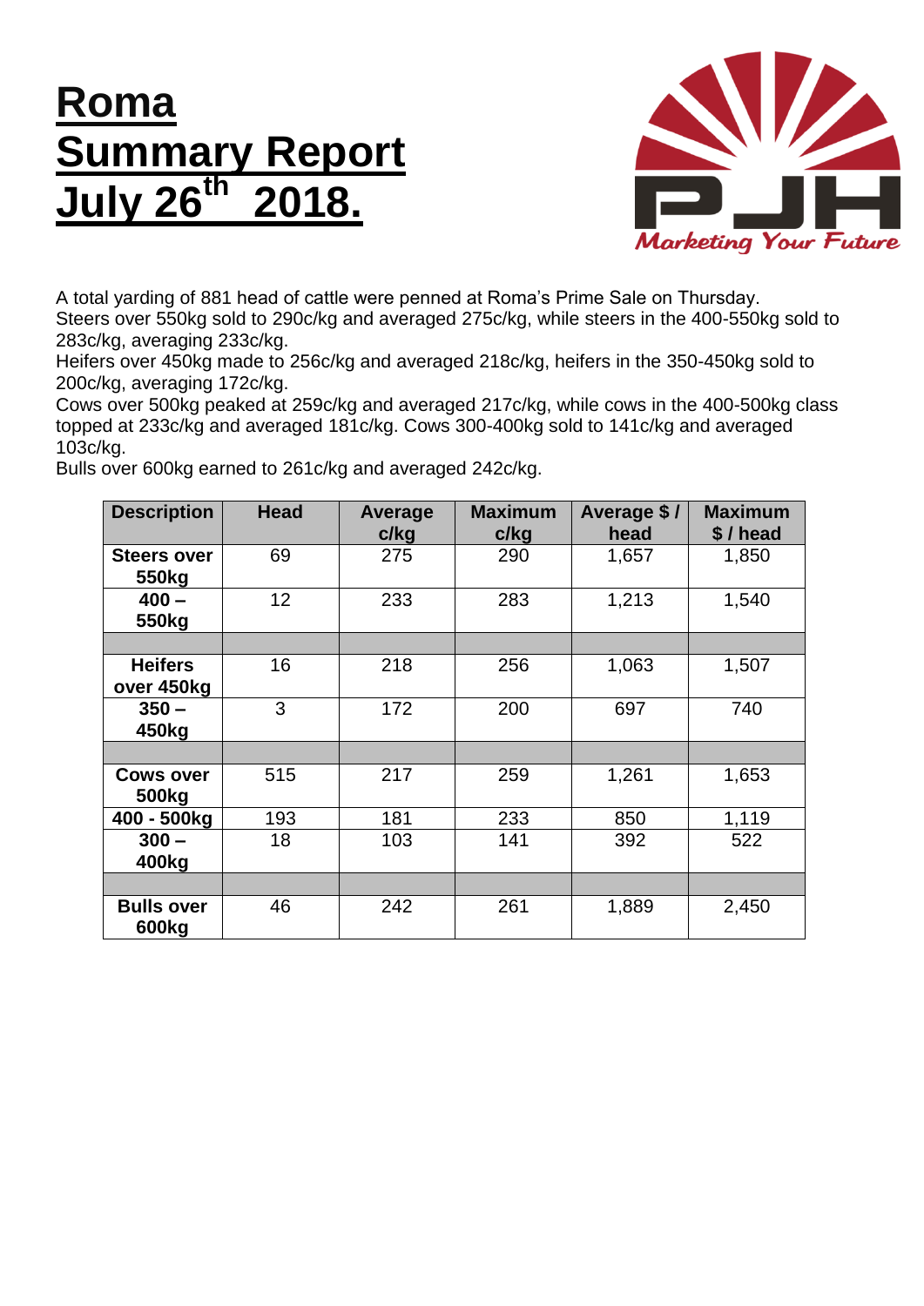# Roma Summary Report July 26th 2018.

Marketing Your Future

A total yarding of 881 head of cattle were penned at Roma's Prime Sale on Thursday.
Steers over 550kg sold to 290c/kg and averaged 275c/kg, while steers in the 400-550kg sold to 283c/kg, averaging 233c/kg.
Heifers over 450kg made to 256c/kg and averaged 218c/kg, heifers in the 350-450kg sold to 200c/kg, averaging 172c/kg.
Cows over 500kg peaked at 259c/kg and averaged 217c/kg, while cows in the 400-500kg class topped at 233c/kg and averaged 181c/kg. Cows 300-400kg sold to 141c/kg and averaged 103c/kg.
Bulls over 600kg earned to 261c/kg and averaged 242c/kg.

| Description | Head | Average c/kg | Maximum c/kg | Average $ / head | Maximum $ / head |
|---|---|---|---|---|---|
| **Steers over 550kg** | 69 | 275 | 290 | 1,657 | 1,850 |
| **400 – 550kg** | 12 | 233 | 283 | 1,213 | 1,540 |
| | | | | | |
| **Heifers over 450kg** | 16 | 218 | 256 | 1,063 | 1,507 |
| **350 – 450kg** | 3 | 172 | 200 | 697 | 740 |
| | | | | | |
| **Cows over 500kg** | 515 | 217 | 259 | 1,261 | 1,653 |
| **400 - 500kg** | 193 | 181 | 233 | 850 | 1,119 |
| **300 – 400kg** | 18 | 103 | 141 | 392 | 522 |
| | | | | | |
| **Bulls over 600kg** | 46 | 242 | 261 | 1,889 | 2,450 |